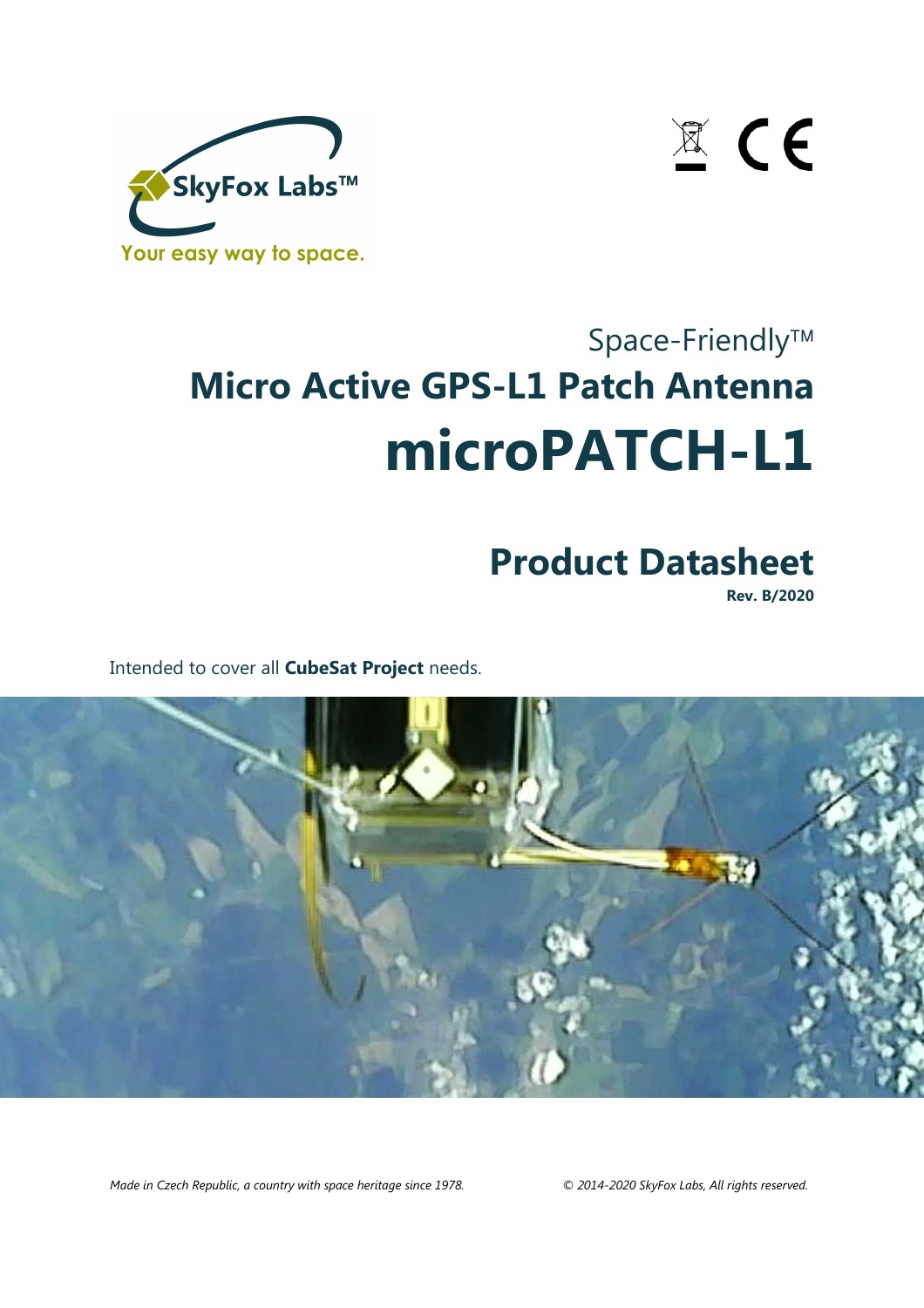SkyFox Labs™

Your easy way to space.

Space-Friendly™

# Micro Active GPS-L1 Patch Antenna

# microPATCH-L1

## Product Datasheet

**Rev. B/2020**

Intended to cover all **CubeSat Project** needs.

*Made in Czech Republic, a country with space heritage since 1978.*

*© 2014-2020 SkyFox Labs, All rights reserved.*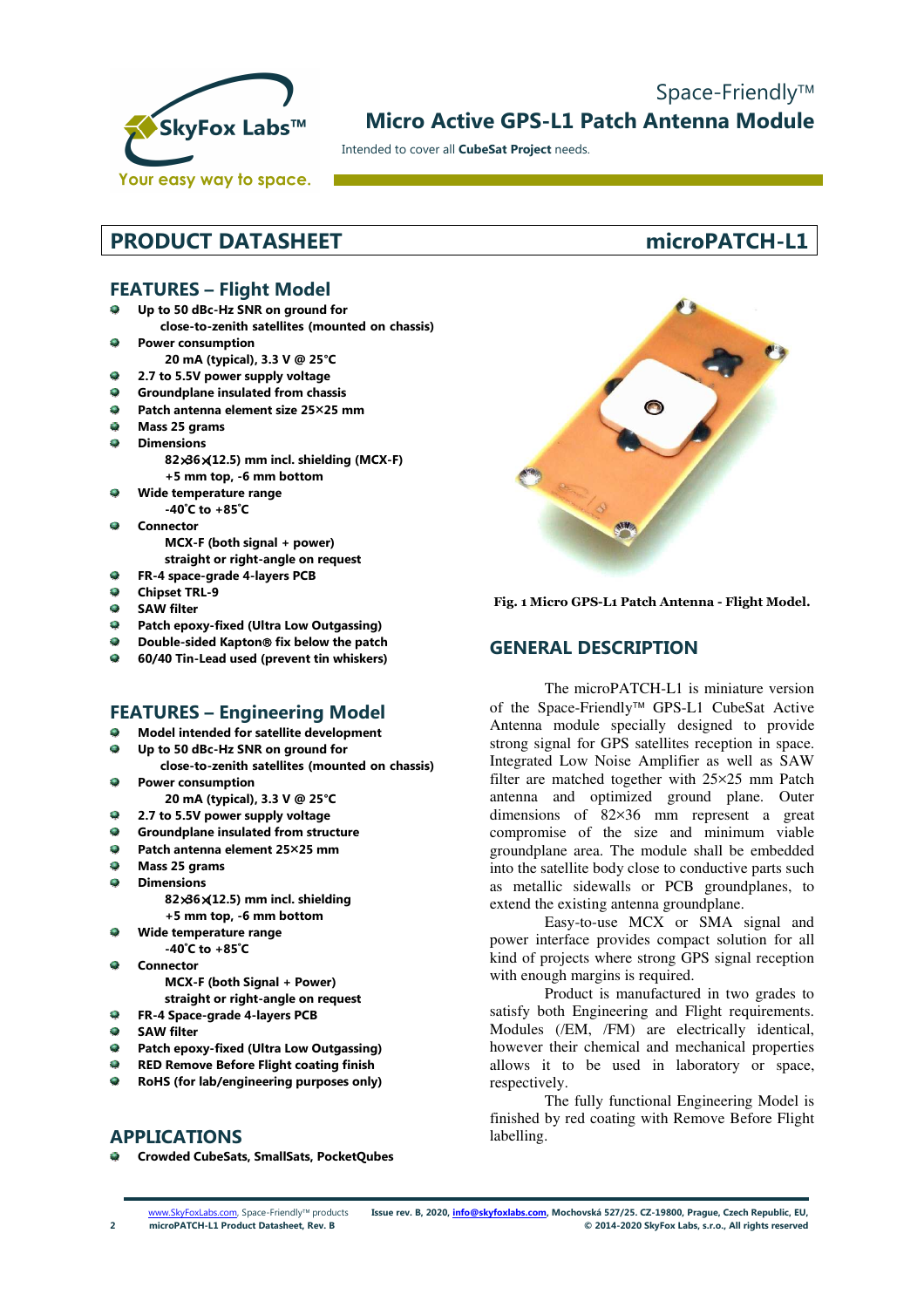Space-Friendly™

# Micro Active GPS-L1 Patch Antenna Module

Intended to cover all **CubeSat Project** needs.

## PRODUCT DATASHEET — microPATCH-L1

## FEATURES – Flight Model

- **Up to 50 dBc-Hz SNR on ground for close-to-zenith satellites (mounted on chassis)**
- **Power consumption**
  **20 mA (typical), 3.3 V @ 25°C**
- **2.7 to 5.5V power supply voltage**
- **Groundplane insulated from chassis**
- **Patch antenna element size 25×25 mm**
- **Mass 25 grams**
- **Dimensions**
  **82×36×(12.5) mm incl. shielding (MCX-F)**
  **+5 mm top, -6 mm bottom**
- **Wide temperature range**
  **-40°C to +85°C**
- **Connector**
  **MCX-F (both signal + power)**
  **straight or right-angle on request**
- **FR-4 space-grade 4-layers PCB**
- **Chipset TRL-9**
- **SAW filter**
- **Patch epoxy-fixed (Ultra Low Outgassing)**
- **Double-sided Kapton® fix below the patch**
- **60/40 Tin-Lead used (prevent tin whiskers)**

## FEATURES – Engineering Model

- **Model intended for satellite development**
- **Up to 50 dBc-Hz SNR on ground for close-to-zenith satellites (mounted on chassis)**
- **Power consumption**
  **20 mA (typical), 3.3 V @ 25°C**
- **2.7 to 5.5V power supply voltage**
- **Groundplane insulated from structure**
- **Patch antenna element 25×25 mm**
- **Mass 25 grams**
- **Dimensions**
  **82×36×(12.5) mm incl. shielding**
  **+5 mm top, -6 mm bottom**
- **Wide temperature range**
  **-40°C to +85°C**
- **Connector**
  **MCX-F (both Signal + Power)**
  **straight or right-angle on request**
- **FR-4 Space-grade 4-layers PCB**
- **SAW filter**
- **Patch epoxy-fixed (Ultra Low Outgassing)**
- **RED Remove Before Flight coating finish**
- **RoHS (for lab/engineering purposes only)**

## APPLICATIONS

- **Crowded CubeSats, SmallSats, PocketQubes**

**Fig. 1 Micro GPS-L1 Patch Antenna - Flight Model.**

## GENERAL DESCRIPTION

The microPATCH-L1 is miniature version of the Space-Friendly™ GPS-L1 CubeSat Active Antenna module specially designed to provide strong signal for GPS satellites reception in space. Integrated Low Noise Amplifier as well as SAW filter are matched together with 25×25 mm Patch antenna and optimized ground plane. Outer dimensions of 82×36 mm represent a great compromise of the size and minimum viable groundplane area. The module shall be embedded into the satellite body close to conductive parts such as metallic sidewalls or PCB groundplanes, to extend the existing antenna groundplane.

Easy-to-use MCX or SMA signal and power interface provides compact solution for all kind of projects where strong GPS signal reception with enough margins is required.

Product is manufactured in two grades to satisfy both Engineering and Flight requirements. Modules (/EM, /FM) are electrically identical, however their chemical and mechanical properties allows it to be used in laboratory or space, respectively.

The fully functional Engineering Model is finished by red coating with Remove Before Flight labelling.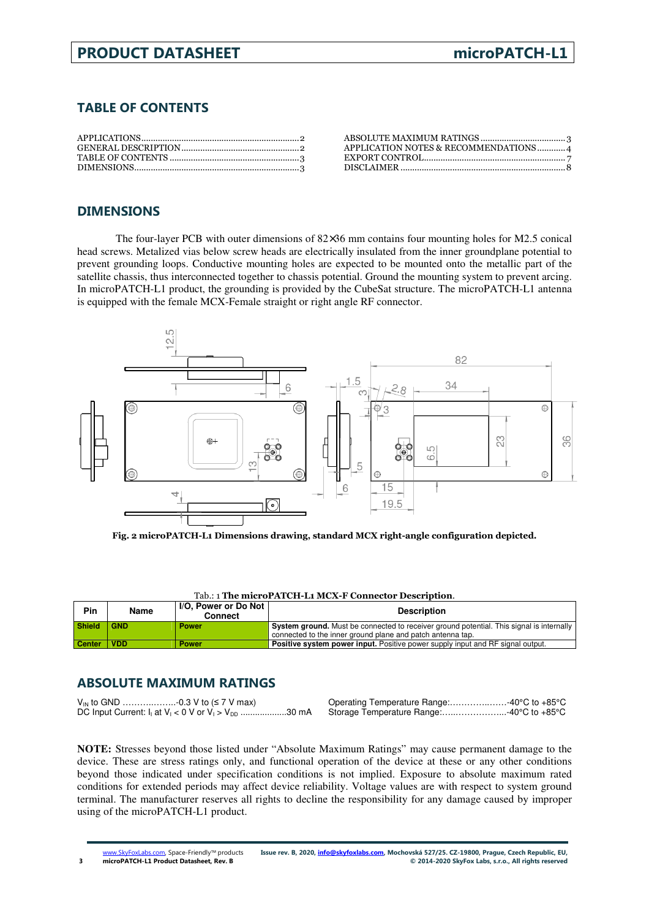## TABLE OF CONTENTS

APPLICATIONS.....2
GENERAL DESCRIPTION.....2
TABLE OF CONTENTS.....3
DIMENSIONS.....3
ABSOLUTE MAXIMUM RATINGS.....3
APPLICATION NOTES & RECOMMENDATIONS.....4
EXPORT CONTROL.....7
DISCLAIMER.....8

## DIMENSIONS

The four-layer PCB with outer dimensions of 82×36 mm contains four mounting holes for M2.5 conical head screws. Metalized vias below screw heads are electrically insulated from the inner groundplane potential to prevent grounding loops. Conductive mounting holes are expected to be mounted onto the metallic part of the satellite chassis, thus interconnected together to chassis potential. Ground the mounting system to prevent arcing. In microPATCH-L1 product, the grounding is provided by the CubeSat structure. The microPATCH-L1 antenna is equipped with the female MCX-Female straight or right angle RF connector.

**Fig. 2 microPATCH-L1 Dimensions drawing, standard MCX right-angle configuration depicted.**

Tab.: 1 **The microPATCH-L1 MCX-F Connector Description**.

| Pin | Name | I/O, Power or Do Not Connect | Description |
|---|---|---|---|
| Shield | GND | Power | **System ground.** Must be connected to receiver ground potential. This signal is internally connected to the inner ground plane and patch antenna tap. |
| Center | VDD | Power | **Positive system power input.** Positive power supply input and RF signal output. |

## ABSOLUTE MAXIMUM RATINGS

$V_{IN}$ to GND ....................-0.3 V to (≤ 7 V max)
DC Input Current: $I_I$ at $V_I < 0$ V or $V_I > V_{DD}$ ....................30 mA
Operating Temperature Range:....................-40°C to +85°C
Storage Temperature Range:....................-40°C to +85°C

**NOTE:** Stresses beyond those listed under "Absolute Maximum Ratings" may cause permanent damage to the device. These are stress ratings only, and functional operation of the device at these or any other conditions beyond those indicated under specification conditions is not implied. Exposure to absolute maximum rated conditions for extended periods may affect device reliability. Voltage values are with respect to system ground terminal. The manufacturer reserves all rights to decline the responsibility for any damage caused by improper using of the microPATCH-L1 product.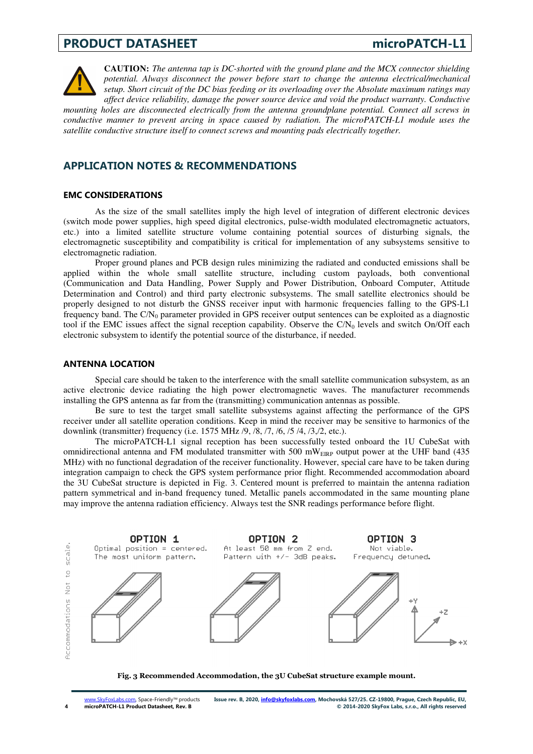**CAUTION:** *The antenna tap is DC-shorted with the ground plane and the MCX connector shielding potential. Always disconnect the power before start to change the antenna electrical/mechanical setup. Short circuit of the DC bias feeding or its overloading over the Absolute maximum ratings may affect device reliability, damage the power source device and void the product warranty. Conductive mounting holes are disconnected electrically from the antenna groundplane potential. Connect all screws in conductive manner to prevent arcing in space caused by radiation. The microPATCH-L1 module uses the satellite conductive structure itself to connect screws and mounting pads electrically together.*

## APPLICATION NOTES & RECOMMENDATIONS

### EMC CONSIDERATIONS

As the size of the small satellites imply the high level of integration of different electronic devices (switch mode power supplies, high speed digital electronics, pulse-width modulated electromagnetic actuators, etc.) into a limited satellite structure volume containing potential sources of disturbing signals, the electromagnetic susceptibility and compatibility is critical for implementation of any subsystems sensitive to electromagnetic radiation.

Proper ground planes and PCB design rules minimizing the radiated and conducted emissions shall be applied within the whole small satellite structure, including custom payloads, both conventional (Communication and Data Handling, Power Supply and Power Distribution, Onboard Computer, Attitude Determination and Control) and third party electronic subsystems. The small satellite electronics should be properly designed to not disturb the GNSS receiver input with harmonic frequencies falling to the GPS-L1 frequency band. The $C/N_0$ parameter provided in GPS receiver output sentences can be exploited as a diagnostic tool if the EMC issues affect the signal reception capability. Observe the $C/N_0$ levels and switch On/Off each electronic subsystem to identify the potential source of the disturbance, if needed.

### ANTENNA LOCATION

Special care should be taken to the interference with the small satellite communication subsystem, as an active electronic device radiating the high power electromagnetic waves. The manufacturer recommends installing the GPS antenna as far from the (transmitting) communication antennas as possible.

Be sure to test the target small satellite subsystems against affecting the performance of the GPS receiver under all satellite operation conditions. Keep in mind the receiver may be sensitive to harmonics of the downlink (transmitter) frequency (i.e. 1575 MHz /9, /8, /7, /6, /5 /4, /3,/2, etc.).

The microPATCH-L1 signal reception has been successfully tested onboard the 1U CubeSat with omnidirectional antenna and FM modulated transmitter with 500 $mW_{EIRP}$ output power at the UHF band (435 MHz) with no functional degradation of the receiver functionality. However, special care have to be taken during integration campaign to check the GPS system performance prior flight. Recommended accommodation aboard the 3U CubeSat structure is depicted in Fig. 3. Centered mount is preferred to maintain the antenna radiation pattern symmetrical and in-band frequency tuned. Metallic panels accommodated in the same mounting plane may improve the antenna radiation efficiency. Always test the SNR readings performance before flight.

Accommodations Not to scale.

| OPTION 1 | OPTION 2 | OPTION 3 |
|---|---|---|
| Optimal position = centered. The most uniform pattern. | At least 50 mm from Z end. Pattern with +/- 3dB peaks. | Not viable. Frequency detuned. |

**Fig. 3 Recommended Accommodation, the 3U CubeSat structure example mount.**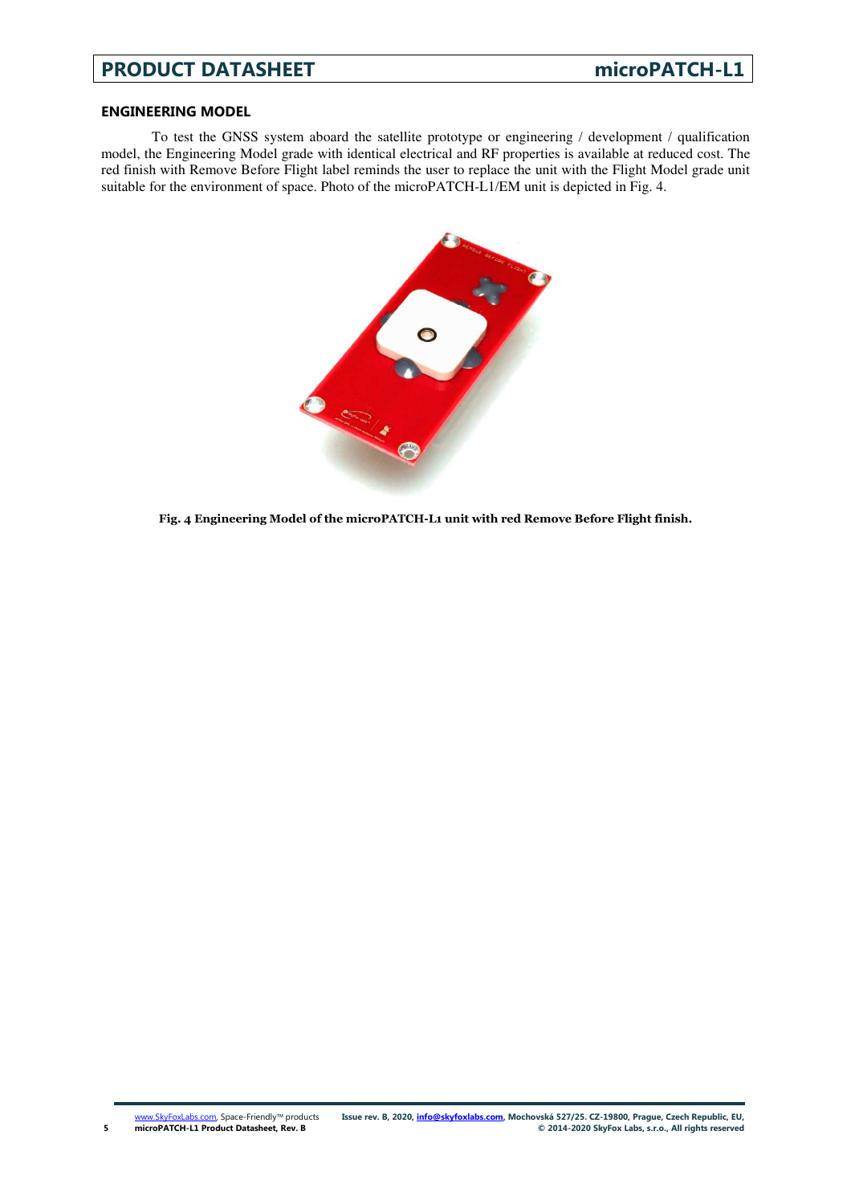## ENGINEERING MODEL

To test the GNSS system aboard the satellite prototype or engineering / development / qualification model, the Engineering Model grade with identical electrical and RF properties is available at reduced cost. The red finish with Remove Before Flight label reminds the user to replace the unit with the Flight Model grade unit suitable for the environment of space. Photo of the microPATCH-L1/EM unit is depicted in Fig. 4.

**Fig. 4 Engineering Model of the microPATCH-L1 unit with red Remove Before Flight finish.**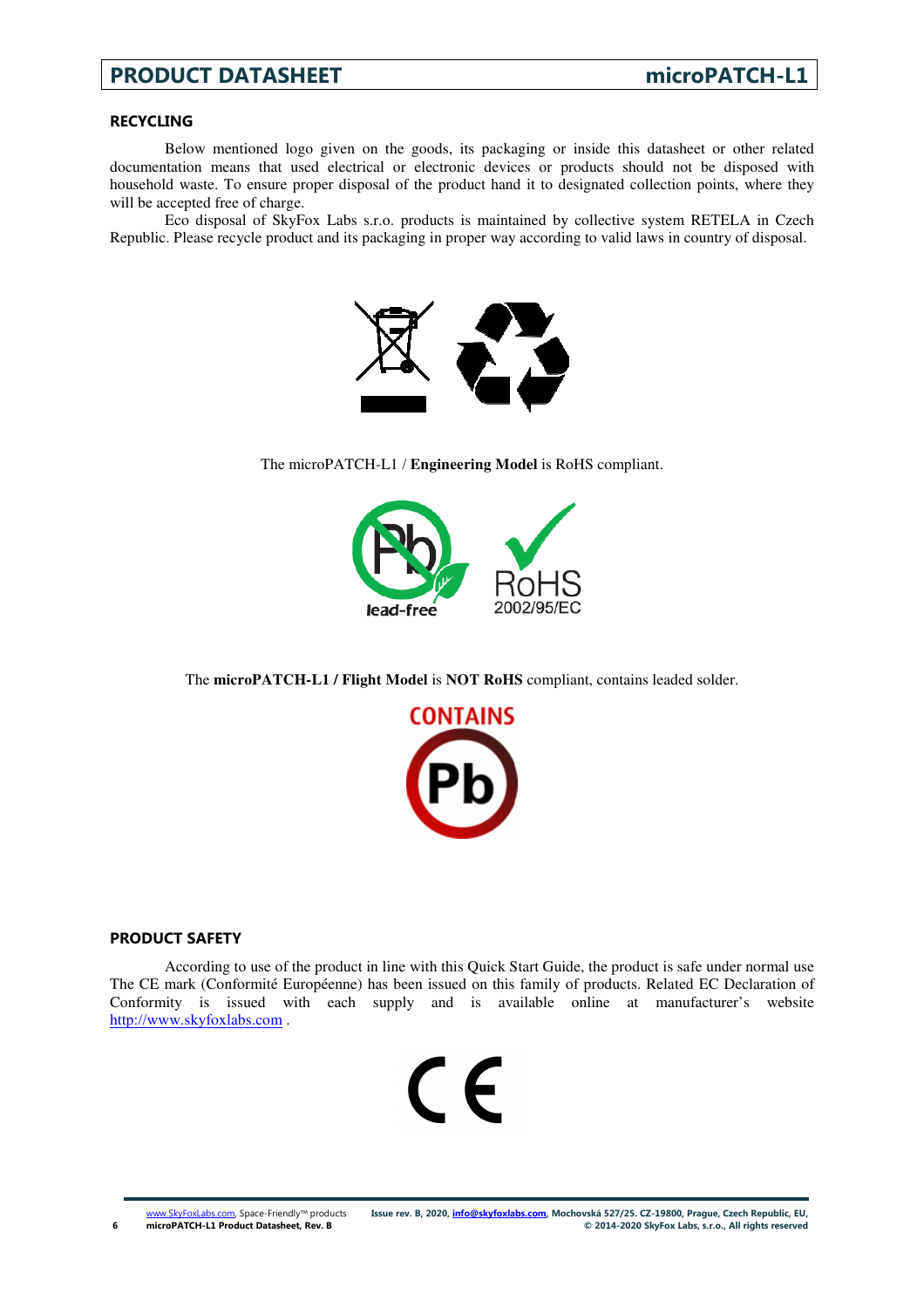## RECYCLING

Below mentioned logo given on the goods, its packaging or inside this datasheet or other related documentation means that used electrical or electronic devices or products should not be disposed with household waste. To ensure proper disposal of the product hand it to designated collection points, where they will be accepted free of charge.

Eco disposal of SkyFox Labs s.r.o. products is maintained by collective system RETELA in Czech Republic. Please recycle product and its packaging in proper way according to valid laws in country of disposal.

The microPATCH-L1 / **Engineering Model** is RoHS compliant.

The **microPATCH-L1 / Flight Model** is **NOT RoHS** compliant, contains leaded solder.

## PRODUCT SAFETY

According to use of the product in line with this Quick Start Guide, the product is safe under normal use The CE mark (Conformité Européenne) has been issued on this family of products. Related EC Declaration of Conformity is issued with each supply and is available online at manufacturer's website http://www.skyfoxlabs.com .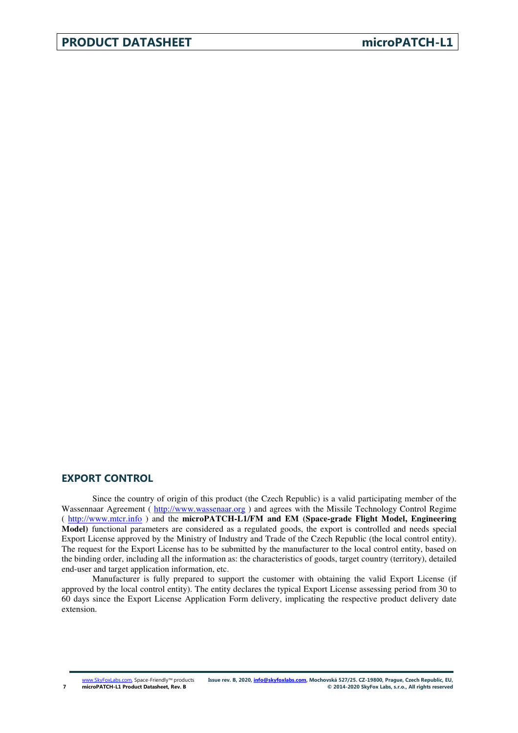## EXPORT CONTROL

Since the country of origin of this product (the Czech Republic) is a valid participating member of the Wassennaar Agreement ( http://www.wassenaar.org ) and agrees with the Missile Technology Control Regime ( http://www.mtcr.info ) and the **microPATCH-L1/FM and EM (Space-grade Flight Model, Engineering Model)** functional parameters are considered as a regulated goods, the export is controlled and needs special Export License approved by the Ministry of Industry and Trade of the Czech Republic (the local control entity). The request for the Export License has to be submitted by the manufacturer to the local control entity, based on the binding order, including all the information as: the characteristics of goods, target country (territory), detailed end-user and target application information, etc.

Manufacturer is fully prepared to support the customer with obtaining the valid Export License (if approved by the local control entity). The entity declares the typical Export License assessing period from 30 to 60 days since the Export License Application Form delivery, implicating the respective product delivery date extension.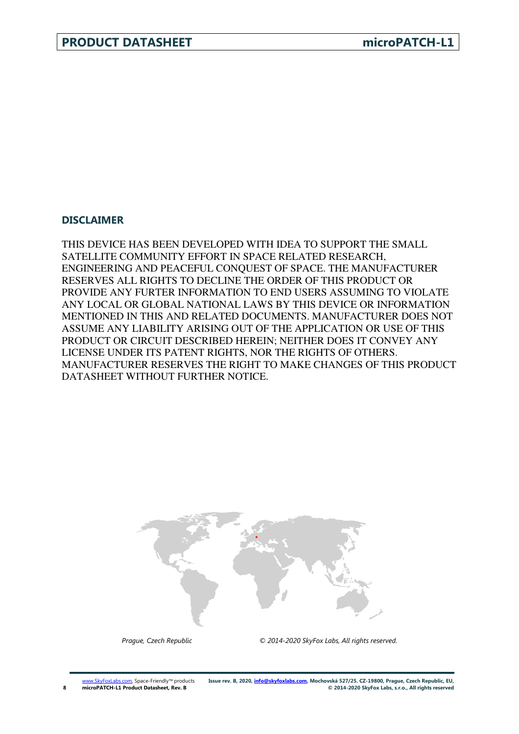## DISCLAIMER

THIS DEVICE HAS BEEN DEVELOPED WITH IDEA TO SUPPORT THE SMALL SATELLITE COMMUNITY EFFORT IN SPACE RELATED RESEARCH, ENGINEERING AND PEACEFUL CONQUEST OF SPACE. THE MANUFACTURER RESERVES ALL RIGHTS TO DECLINE THE ORDER OF THIS PRODUCT OR PROVIDE ANY FURTER INFORMATION TO END USERS ASSUMING TO VIOLATE ANY LOCAL OR GLOBAL NATIONAL LAWS BY THIS DEVICE OR INFORMATION MENTIONED IN THIS AND RELATED DOCUMENTS. MANUFACTURER DOES NOT ASSUME ANY LIABILITY ARISING OUT OF THE APPLICATION OR USE OF THIS PRODUCT OR CIRCUIT DESCRIBED HEREIN; NEITHER DOES IT CONVEY ANY LICENSE UNDER ITS PATENT RIGHTS, NOR THE RIGHTS OF OTHERS. MANUFACTURER RESERVES THE RIGHT TO MAKE CHANGES OF THIS PRODUCT DATASHEET WITHOUT FURTHER NOTICE.

*Prague, Czech Republic* *© 2014-2020 SkyFox Labs, All rights reserved.*